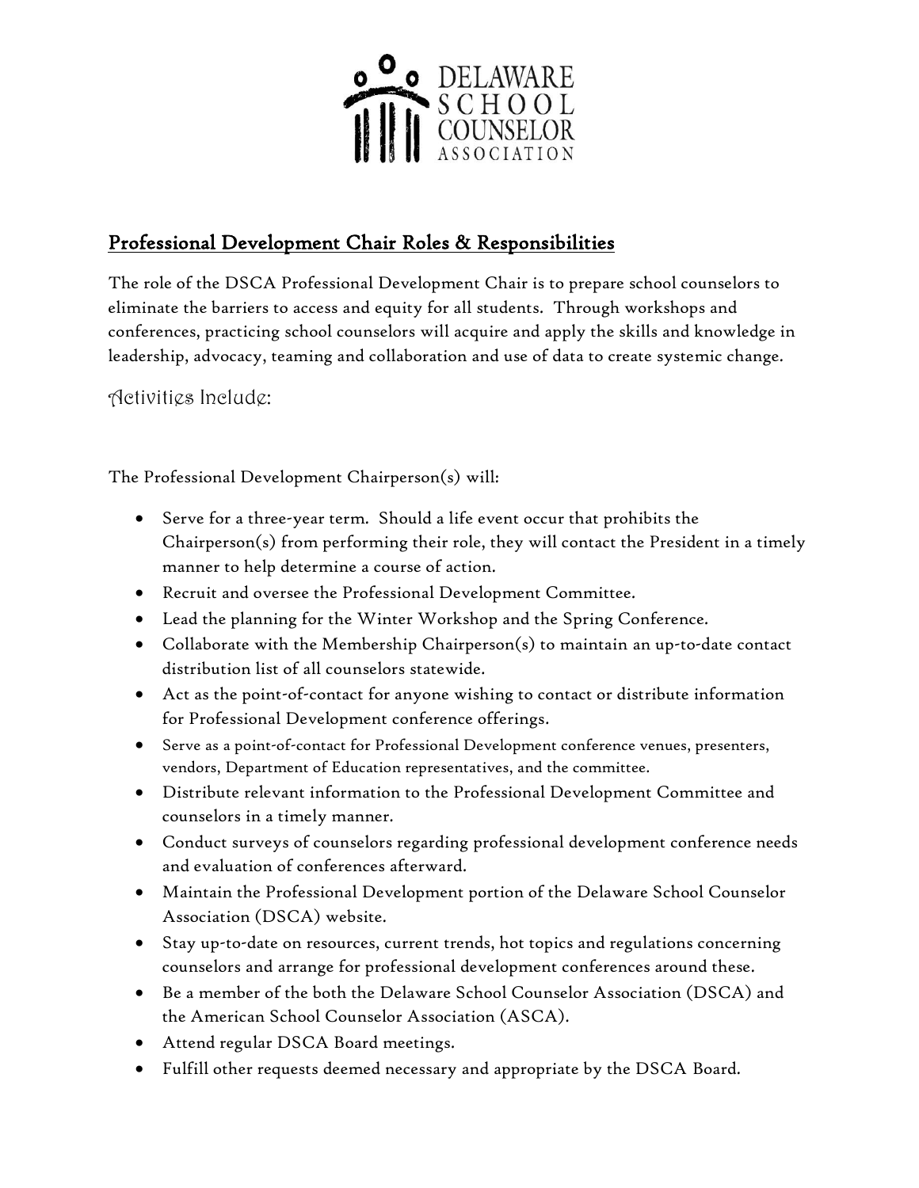DELAWARE SCHOOL COUNSELOR ASSOCIATION

## Professional Development Chair Roles & Responsibilities

The role of the DSCA Professional Development Chair is to prepare school counselors to eliminate the barriers to access and equity for all students. Through workshops and conferences, practicing school counselors will acquire and apply the skills and knowledge in leadership, advocacy, teaming and collaboration and use of data to create systemic change.

### Activities Include:

The Professional Development Chairperson(s) will:

- Serve for a three-year term. Should a life event occur that prohibits the Chairperson(s) from performing their role, they will contact the President in a timely manner to help determine a course of action.
- Recruit and oversee the Professional Development Committee.
- Lead the planning for the Winter Workshop and the Spring Conference.
- Collaborate with the Membership Chairperson(s) to maintain an up-to-date contact distribution list of all counselors statewide.
- Act as the point-of-contact for anyone wishing to contact or distribute information for Professional Development conference offerings.
- Serve as a point-of-contact for Professional Development conference venues, presenters, vendors, Department of Education representatives, and the committee.
- Distribute relevant information to the Professional Development Committee and counselors in a timely manner.
- Conduct surveys of counselors regarding professional development conference needs and evaluation of conferences afterward.
- Maintain the Professional Development portion of the Delaware School Counselor Association (DSCA) website.
- Stay up-to-date on resources, current trends, hot topics and regulations concerning counselors and arrange for professional development conferences around these.
- Be a member of the both the Delaware School Counselor Association (DSCA) and the American School Counselor Association (ASCA).
- Attend regular DSCA Board meetings.
- Fulfill other requests deemed necessary and appropriate by the DSCA Board.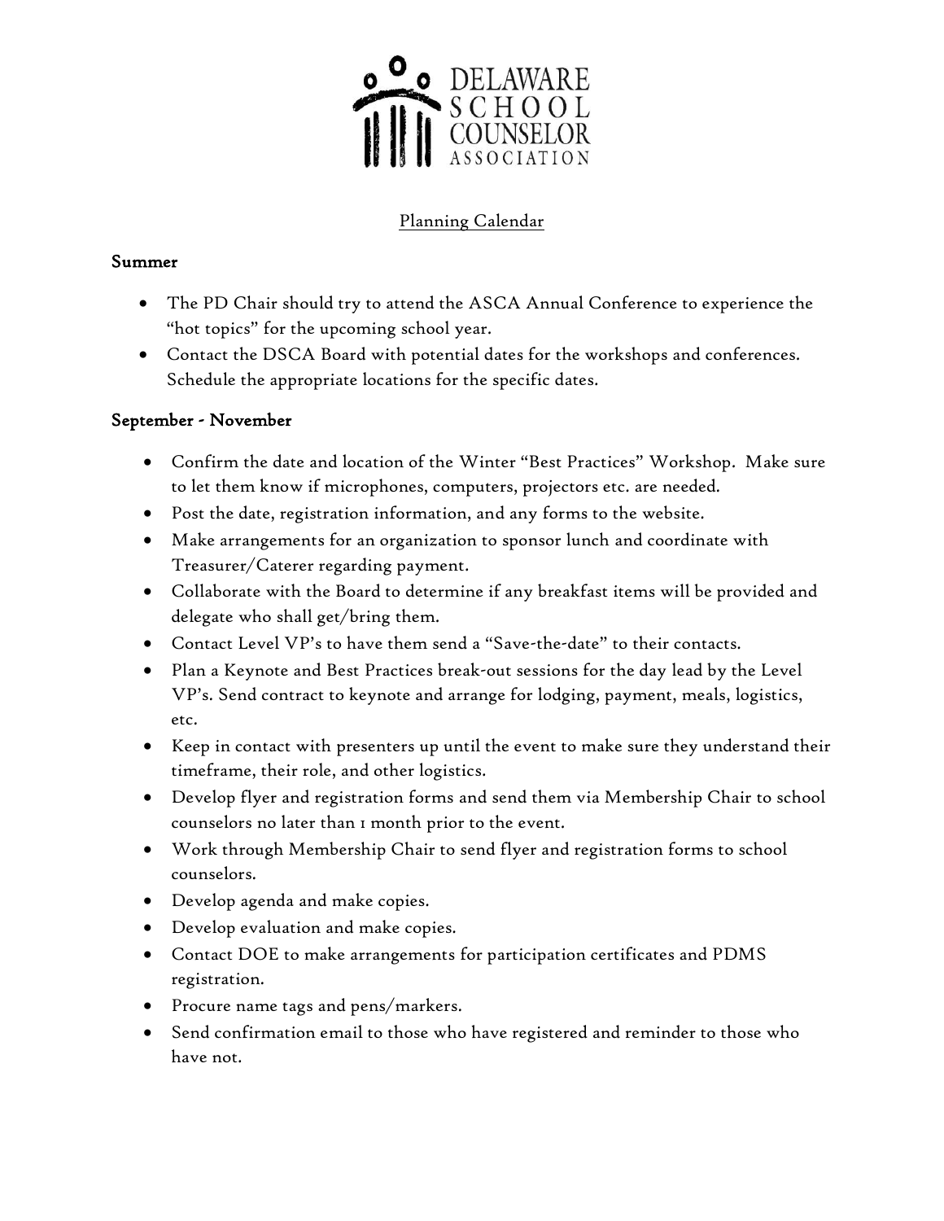DELAWARE SCHOOL COUNSELOR ASSOCIATION

Planning Calendar

## Summer

- The PD Chair should try to attend the ASCA Annual Conference to experience the "hot topics" for the upcoming school year.
- Contact the DSCA Board with potential dates for the workshops and conferences. Schedule the appropriate locations for the specific dates.

## September - November

- Confirm the date and location of the Winter "Best Practices" Workshop. Make sure to let them know if microphones, computers, projectors etc. are needed.
- Post the date, registration information, and any forms to the website.
- Make arrangements for an organization to sponsor lunch and coordinate with Treasurer/Caterer regarding payment.
- Collaborate with the Board to determine if any breakfast items will be provided and delegate who shall get/bring them.
- Contact Level VP's to have them send a "Save-the-date" to their contacts.
- Plan a Keynote and Best Practices break-out sessions for the day lead by the Level VP's. Send contract to keynote and arrange for lodging, payment, meals, logistics, etc.
- Keep in contact with presenters up until the event to make sure they understand their timeframe, their role, and other logistics.
- Develop flyer and registration forms and send them via Membership Chair to school counselors no later than 1 month prior to the event.
- Work through Membership Chair to send flyer and registration forms to school counselors.
- Develop agenda and make copies.
- Develop evaluation and make copies.
- Contact DOE to make arrangements for participation certificates and PDMS registration.
- Procure name tags and pens/markers.
- Send confirmation email to those who have registered and reminder to those who have not.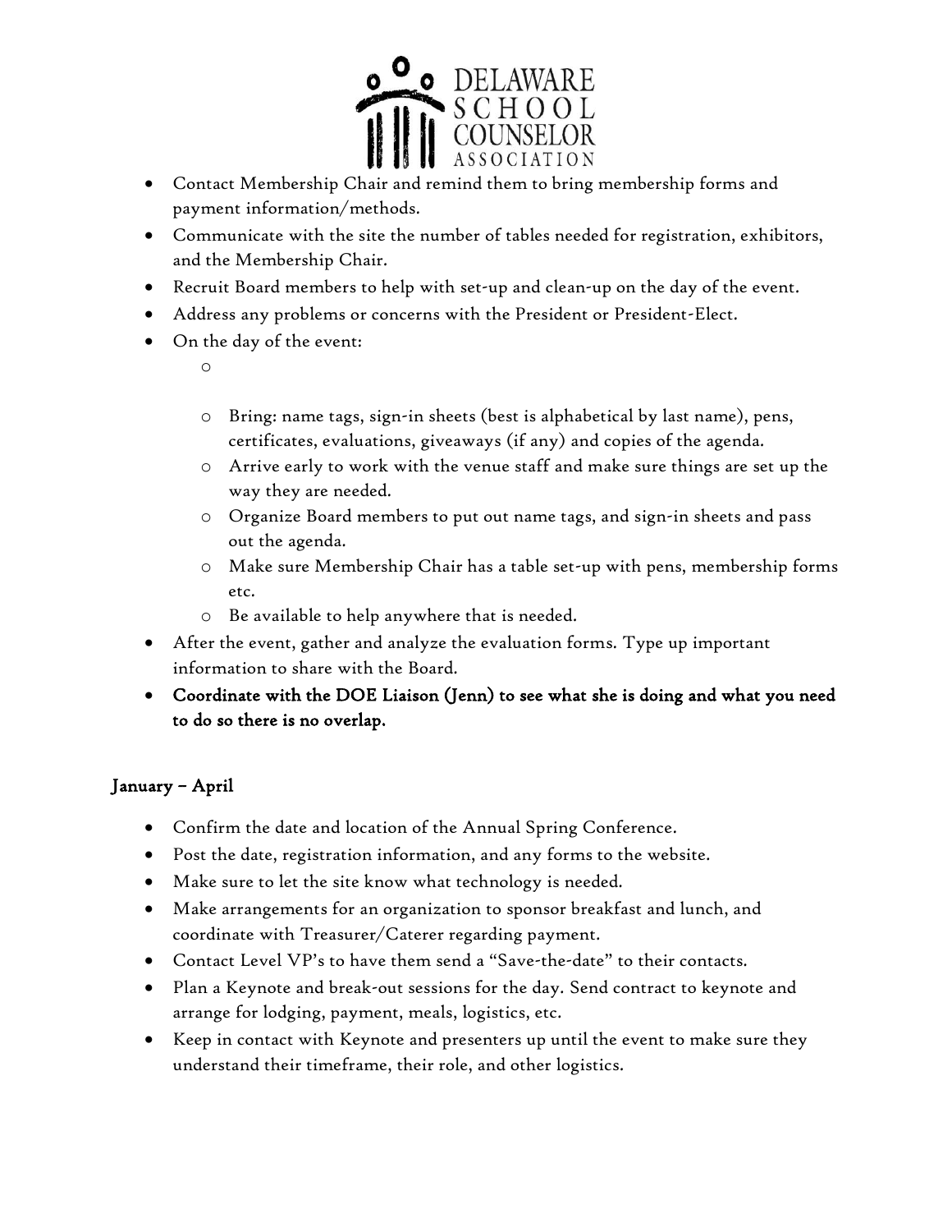- Contact Membership Chair and remind them to bring membership forms and payment information/methods.
- Communicate with the site the number of tables needed for registration, exhibitors, and the Membership Chair.
- Recruit Board members to help with set-up and clean-up on the day of the event.
- Address any problems or concerns with the President or President-Elect.
- On the day of the event:
  - Bring: name tags, sign-in sheets (best is alphabetical by last name), pens, certificates, evaluations, giveaways (if any) and copies of the agenda.
  - Arrive early to work with the venue staff and make sure things are set up the way they are needed.
  - Organize Board members to put out name tags, and sign-in sheets and pass out the agenda.
  - Make sure Membership Chair has a table set-up with pens, membership forms etc.
  - Be available to help anywhere that is needed.
- After the event, gather and analyze the evaluation forms. Type up important information to share with the Board.
- **Coordinate with the DOE Liaison (Jenn) to see what she is doing and what you need to do so there is no overlap.**

## January – April

- Confirm the date and location of the Annual Spring Conference.
- Post the date, registration information, and any forms to the website.
- Make sure to let the site know what technology is needed.
- Make arrangements for an organization to sponsor breakfast and lunch, and coordinate with Treasurer/Caterer regarding payment.
- Contact Level VP's to have them send a "Save-the-date" to their contacts.
- Plan a Keynote and break-out sessions for the day. Send contract to keynote and arrange for lodging, payment, meals, logistics, etc.
- Keep in contact with Keynote and presenters up until the event to make sure they understand their timeframe, their role, and other logistics.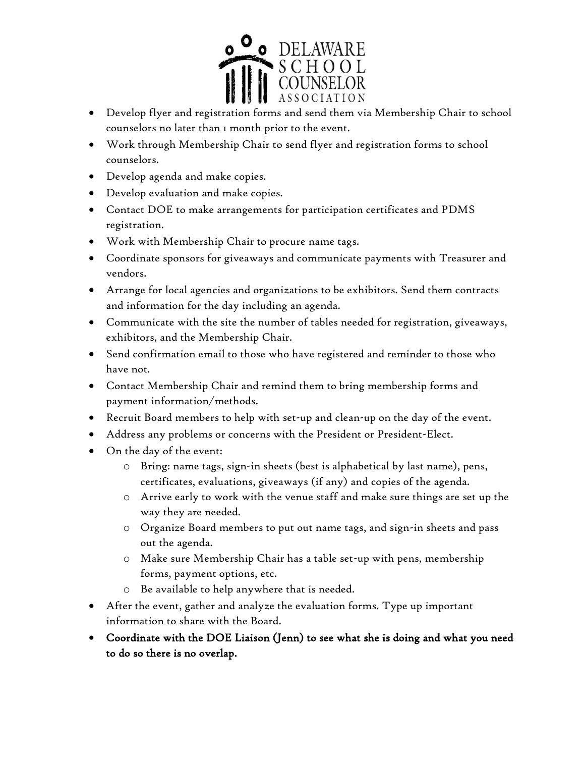- Develop flyer and registration forms and send them via Membership Chair to school counselors no later than 1 month prior to the event.
- Work through Membership Chair to send flyer and registration forms to school counselors.
- Develop agenda and make copies.
- Develop evaluation and make copies.
- Contact DOE to make arrangements for participation certificates and PDMS registration.
- Work with Membership Chair to procure name tags.
- Coordinate sponsors for giveaways and communicate payments with Treasurer and vendors.
- Arrange for local agencies and organizations to be exhibitors. Send them contracts and information for the day including an agenda.
- Communicate with the site the number of tables needed for registration, giveaways, exhibitors, and the Membership Chair.
- Send confirmation email to those who have registered and reminder to those who have not.
- Contact Membership Chair and remind them to bring membership forms and payment information/methods.
- Recruit Board members to help with set-up and clean-up on the day of the event.
- Address any problems or concerns with the President or President-Elect.
- On the day of the event:
  - Bring: name tags, sign-in sheets (best is alphabetical by last name), pens, certificates, evaluations, giveaways (if any) and copies of the agenda.
  - Arrive early to work with the venue staff and make sure things are set up the way they are needed.
  - Organize Board members to put out name tags, and sign-in sheets and pass out the agenda.
  - Make sure Membership Chair has a table set-up with pens, membership forms, payment options, etc.
  - Be available to help anywhere that is needed.
- After the event, gather and analyze the evaluation forms. Type up important information to share with the Board.
- **Coordinate with the DOE Liaison (Jenn) to see what she is doing and what you need to do so there is no overlap.**